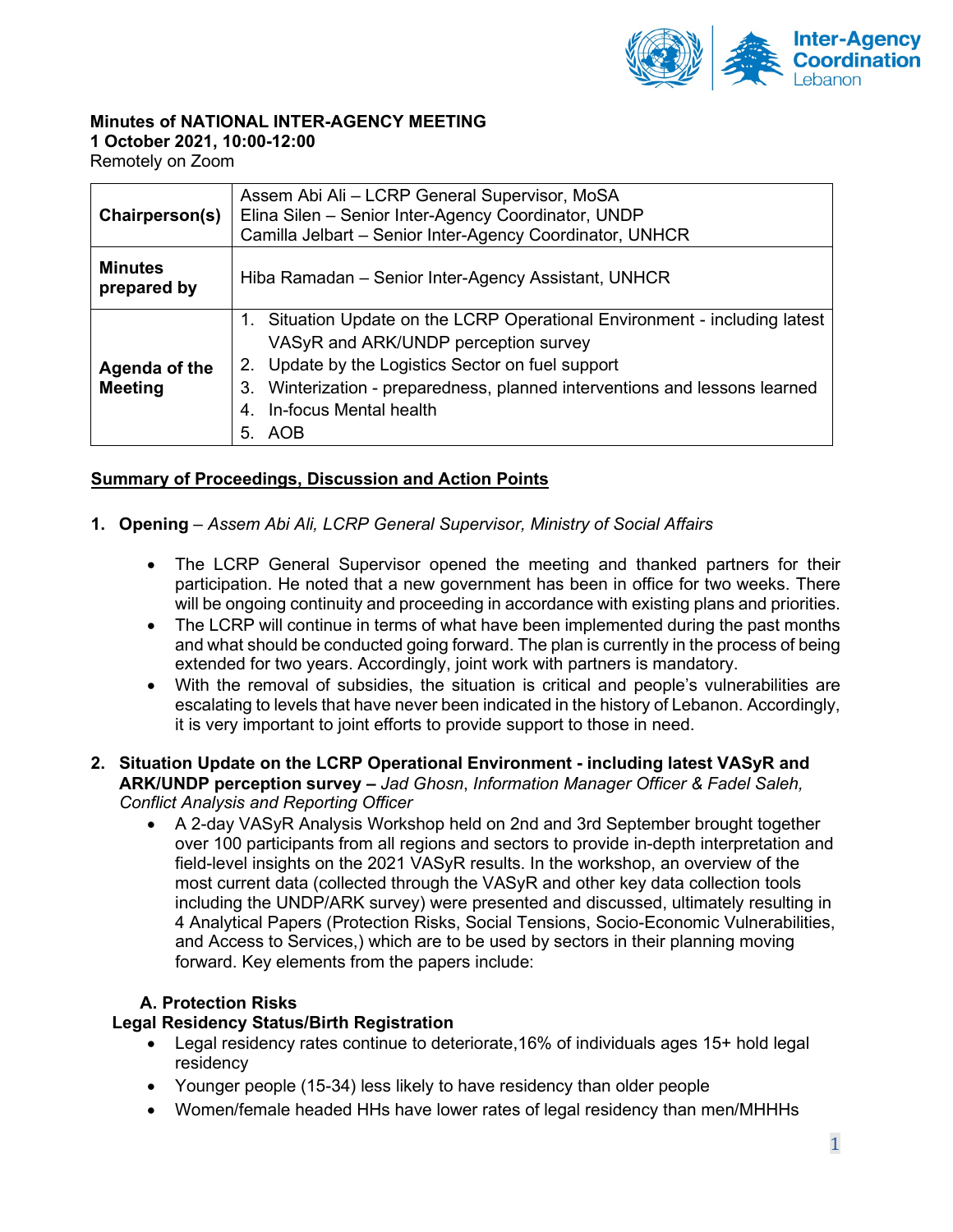**Minutes of NATIONAL INTER-AGENCY MEETING**
**1 October 2021, 10:00-12:00**
Remotely on Zoom

| | |
|---|---|
| **Chairperson(s)** | Assem Abi Ali – LCRP General Supervisor, MoSA<br>Elina Silen – Senior Inter-Agency Coordinator, UNDP<br>Camilla Jelbart – Senior Inter-Agency Coordinator, UNHCR |
| **Minutes prepared by** | Hiba Ramadan – Senior Inter-Agency Assistant, UNHCR |
| **Agenda of the Meeting** | 1. Situation Update on the LCRP Operational Environment - including latest VASyR and ARK/UNDP perception survey<br>2. Update by the Logistics Sector on fuel support<br>3. Winterization - preparedness, planned interventions and lessons learned<br>4. In-focus Mental health<br>5. AOB |

## Summary of Proceedings, Discussion and Action Points

1. **Opening** – *Assem Abi Ali, LCRP General Supervisor, Ministry of Social Affairs*

    - The LCRP General Supervisor opened the meeting and thanked partners for their participation. He noted that a new government has been in office for two weeks. There will be ongoing continuity and proceeding in accordance with existing plans and priorities.
    - The LCRP will continue in terms of what have been implemented during the past months and what should be conducted going forward. The plan is currently in the process of being extended for two years. Accordingly, joint work with partners is mandatory.
    - With the removal of subsidies, the situation is critical and people's vulnerabilities are escalating to levels that have never been indicated in the history of Lebanon. Accordingly, it is very important to joint efforts to provide support to those in need.

2. **Situation Update on the LCRP Operational Environment - including latest VASyR and ARK/UNDP perception survey –** *Jad Ghosn, Information Manager Officer & Fadel Saleh, Conflict Analysis and Reporting Officer*
    - A 2-day VASyR Analysis Workshop held on 2nd and 3rd September brought together over 100 participants from all regions and sectors to provide in-depth interpretation and field-level insights on the 2021 VASyR results. In the workshop, an overview of the most current data (collected through the VASyR and other key data collection tools including the UNDP/ARK survey) were presented and discussed, ultimately resulting in 4 Analytical Papers (Protection Risks, Social Tensions, Socio-Economic Vulnerabilities, and Access to Services,) which are to be used by sectors in their planning moving forward. Key elements from the papers include:

### A. Protection Risks

**Legal Residency Status/Birth Registration**

- Legal residency rates continue to deteriorate,16% of individuals ages 15+ hold legal residency
- Younger people (15-34) less likely to have residency than older people
- Women/female headed HHs have lower rates of legal residency than men/MHHHs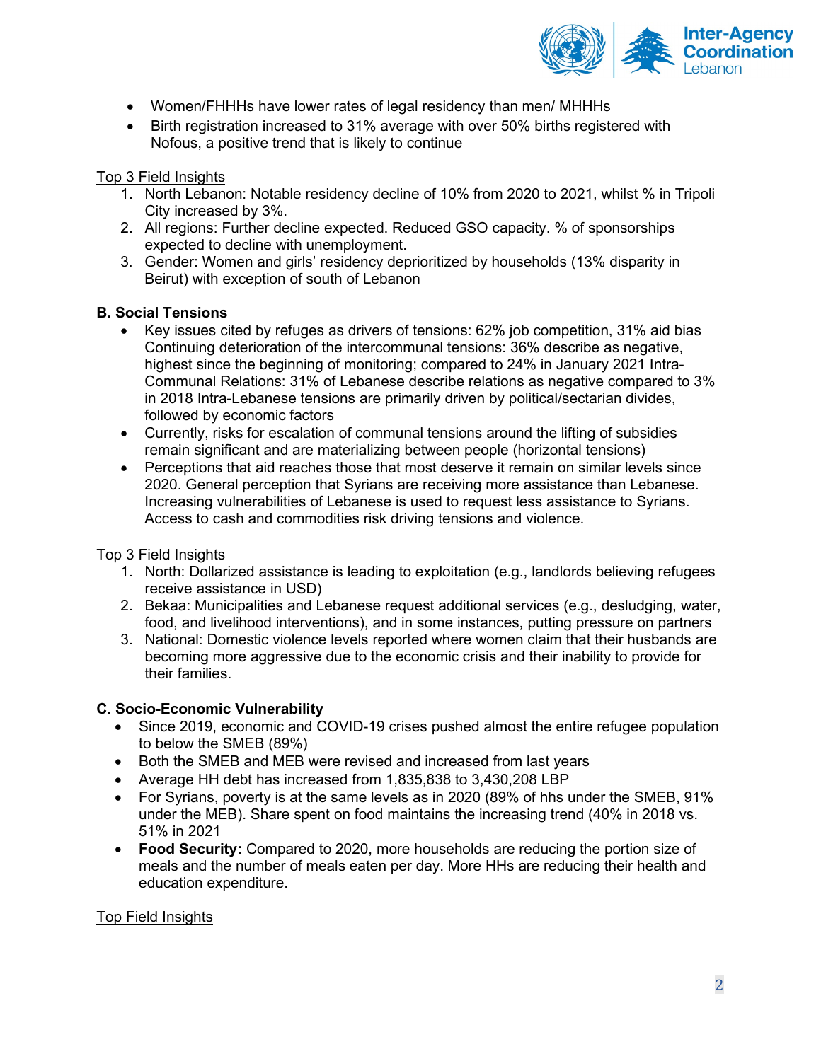- Women/FHHHs have lower rates of legal residency than men/ MHHHs
- Birth registration increased to 31% average with over 50% births registered with Nofous, a positive trend that is likely to continue

Top 3 Field Insights

1. North Lebanon: Notable residency decline of 10% from 2020 to 2021, whilst % in Tripoli City increased by 3%.
2. All regions: Further decline expected. Reduced GSO capacity. % of sponsorships expected to decline with unemployment.
3. Gender: Women and girls' residency deprioritized by households (13% disparity in Beirut) with exception of south of Lebanon

**B. Social Tensions**

- Key issues cited by refuges as drivers of tensions: 62% job competition, 31% aid bias Continuing deterioration of the intercommunal tensions: 36% describe as negative, highest since the beginning of monitoring; compared to 24% in January 2021 Intra-Communal Relations: 31% of Lebanese describe relations as negative compared to 3% in 2018 Intra-Lebanese tensions are primarily driven by political/sectarian divides, followed by economic factors
- Currently, risks for escalation of communal tensions around the lifting of subsidies remain significant and are materializing between people (horizontal tensions)
- Perceptions that aid reaches those that most deserve it remain on similar levels since 2020. General perception that Syrians are receiving more assistance than Lebanese. Increasing vulnerabilities of Lebanese is used to request less assistance to Syrians. Access to cash and commodities risk driving tensions and violence.

Top 3 Field Insights

1. North: Dollarized assistance is leading to exploitation (e.g., landlords believing refugees receive assistance in USD)
2. Bekaa: Municipalities and Lebanese request additional services (e.g., desludging, water, food, and livelihood interventions), and in some instances, putting pressure on partners
3. National: Domestic violence levels reported where women claim that their husbands are becoming more aggressive due to the economic crisis and their inability to provide for their families.

**C. Socio-Economic Vulnerability**

- Since 2019, economic and COVID-19 crises pushed almost the entire refugee population to below the SMEB (89%)
- Both the SMEB and MEB were revised and increased from last years
- Average HH debt has increased from 1,835,838 to 3,430,208 LBP
- For Syrians, poverty is at the same levels as in 2020 (89% of hhs under the SMEB, 91% under the MEB). Share spent on food maintains the increasing trend (40% in 2018 vs. 51% in 2021
- **Food Security:** Compared to 2020, more households are reducing the portion size of meals and the number of meals eaten per day. More HHs are reducing their health and education expenditure.

Top Field Insights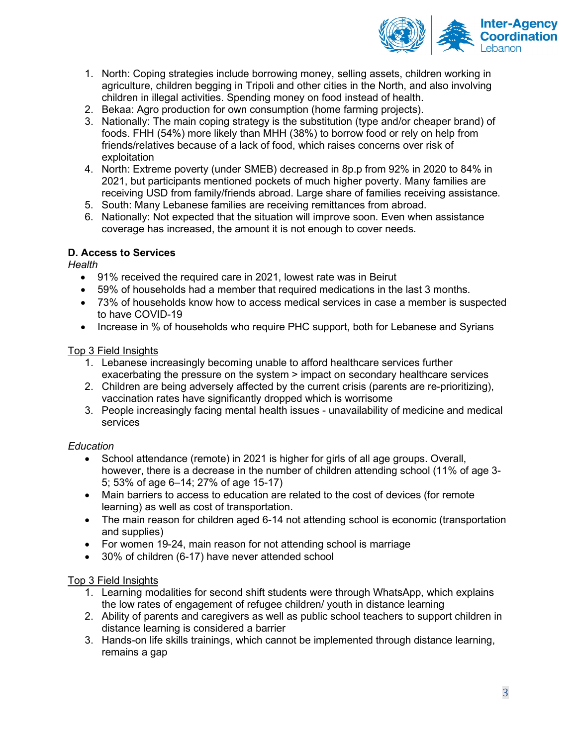1. North: Coping strategies include borrowing money, selling assets, children working in agriculture, children begging in Tripoli and other cities in the North, and also involving children in illegal activities. Spending money on food instead of health.
2. Bekaa: Agro production for own consumption (home farming projects).
3. Nationally: The main coping strategy is the substitution (type and/or cheaper brand) of foods. FHH (54%) more likely than MHH (38%) to borrow food or rely on help from friends/relatives because of a lack of food, which raises concerns over risk of exploitation
4. North: Extreme poverty (under SMEB) decreased in 8p.p from 92% in 2020 to 84% in 2021, but participants mentioned pockets of much higher poverty. Many families are receiving USD from family/friends abroad. Large share of families receiving assistance.
5. South: Many Lebanese families are receiving remittances from abroad.
6. Nationally: Not expected that the situation will improve soon. Even when assistance coverage has increased, the amount it is not enough to cover needs.

**D. Access to Services**

*Health*

- 91% received the required care in 2021, lowest rate was in Beirut
- 59% of households had a member that required medications in the last 3 months.
- 73% of households know how to access medical services in case a member is suspected to have COVID-19
- Increase in % of households who require PHC support, both for Lebanese and Syrians

<u>Top 3 Field Insights</u>

1. Lebanese increasingly becoming unable to afford healthcare services further exacerbating the pressure on the system > impact on secondary healthcare services
2. Children are being adversely affected by the current crisis (parents are re-prioritizing), vaccination rates have significantly dropped which is worrisome
3. People increasingly facing mental health issues - unavailability of medicine and medical services

*Education*

- School attendance (remote) in 2021 is higher for girls of all age groups. Overall, however, there is a decrease in the number of children attending school (11% of age 3-5; 53% of age 6–14; 27% of age 15-17)
- Main barriers to access to education are related to the cost of devices (for remote learning) as well as cost of transportation.
- The main reason for children aged 6-14 not attending school is economic (transportation and supplies)
- For women 19-24, main reason for not attending school is marriage
- 30% of children (6-17) have never attended school

<u>Top 3 Field Insights</u>

1. Learning modalities for second shift students were through WhatsApp, which explains the low rates of engagement of refugee children/ youth in distance learning
2. Ability of parents and caregivers as well as public school teachers to support children in distance learning is considered a barrier
3. Hands-on life skills trainings, which cannot be implemented through distance learning, remains a gap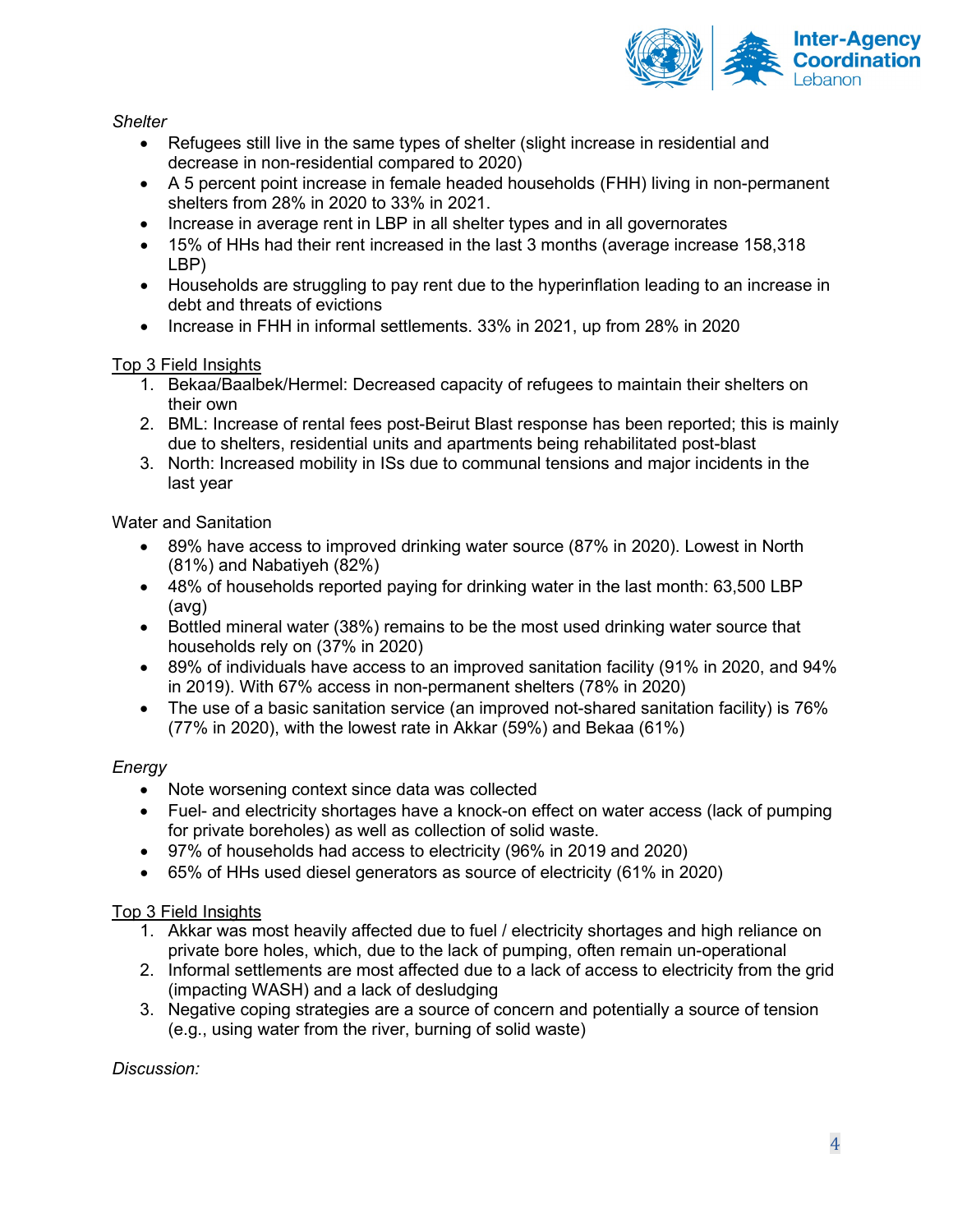*Shelter*

- Refugees still live in the same types of shelter (slight increase in residential and decrease in non-residential compared to 2020)
- A 5 percent point increase in female headed households (FHH) living in non-permanent shelters from 28% in 2020 to 33% in 2021.
- Increase in average rent in LBP in all shelter types and in all governorates
- 15% of HHs had their rent increased in the last 3 months (average increase 158,318 LBP)
- Households are struggling to pay rent due to the hyperinflation leading to an increase in debt and threats of evictions
- Increase in FHH in informal settlements. 33% in 2021, up from 28% in 2020

Top 3 Field Insights

1. Bekaa/Baalbek/Hermel: Decreased capacity of refugees to maintain their shelters on their own
2. BML: Increase of rental fees post-Beirut Blast response has been reported; this is mainly due to shelters, residential units and apartments being rehabilitated post-blast
3. North: Increased mobility in ISs due to communal tensions and major incidents in the last year

Water and Sanitation

- 89% have access to improved drinking water source (87% in 2020). Lowest in North (81%) and Nabatiyeh (82%)
- 48% of households reported paying for drinking water in the last month: 63,500 LBP (avg)
- Bottled mineral water (38%) remains to be the most used drinking water source that households rely on (37% in 2020)
- 89% of individuals have access to an improved sanitation facility (91% in 2020, and 94% in 2019). With 67% access in non-permanent shelters (78% in 2020)
- The use of a basic sanitation service (an improved not-shared sanitation facility) is 76% (77% in 2020), with the lowest rate in Akkar (59%) and Bekaa (61%)

*Energy*

- Note worsening context since data was collected
- Fuel- and electricity shortages have a knock-on effect on water access (lack of pumping for private boreholes) as well as collection of solid waste.
- 97% of households had access to electricity (96% in 2019 and 2020)
- 65% of HHs used diesel generators as source of electricity (61% in 2020)

Top 3 Field Insights

1. Akkar was most heavily affected due to fuel / electricity shortages and high reliance on private bore holes, which, due to the lack of pumping, often remain un-operational
2. Informal settlements are most affected due to a lack of access to electricity from the grid (impacting WASH) and a lack of desludging
3. Negative coping strategies are a source of concern and potentially a source of tension (e.g., using water from the river, burning of solid waste)

*Discussion:*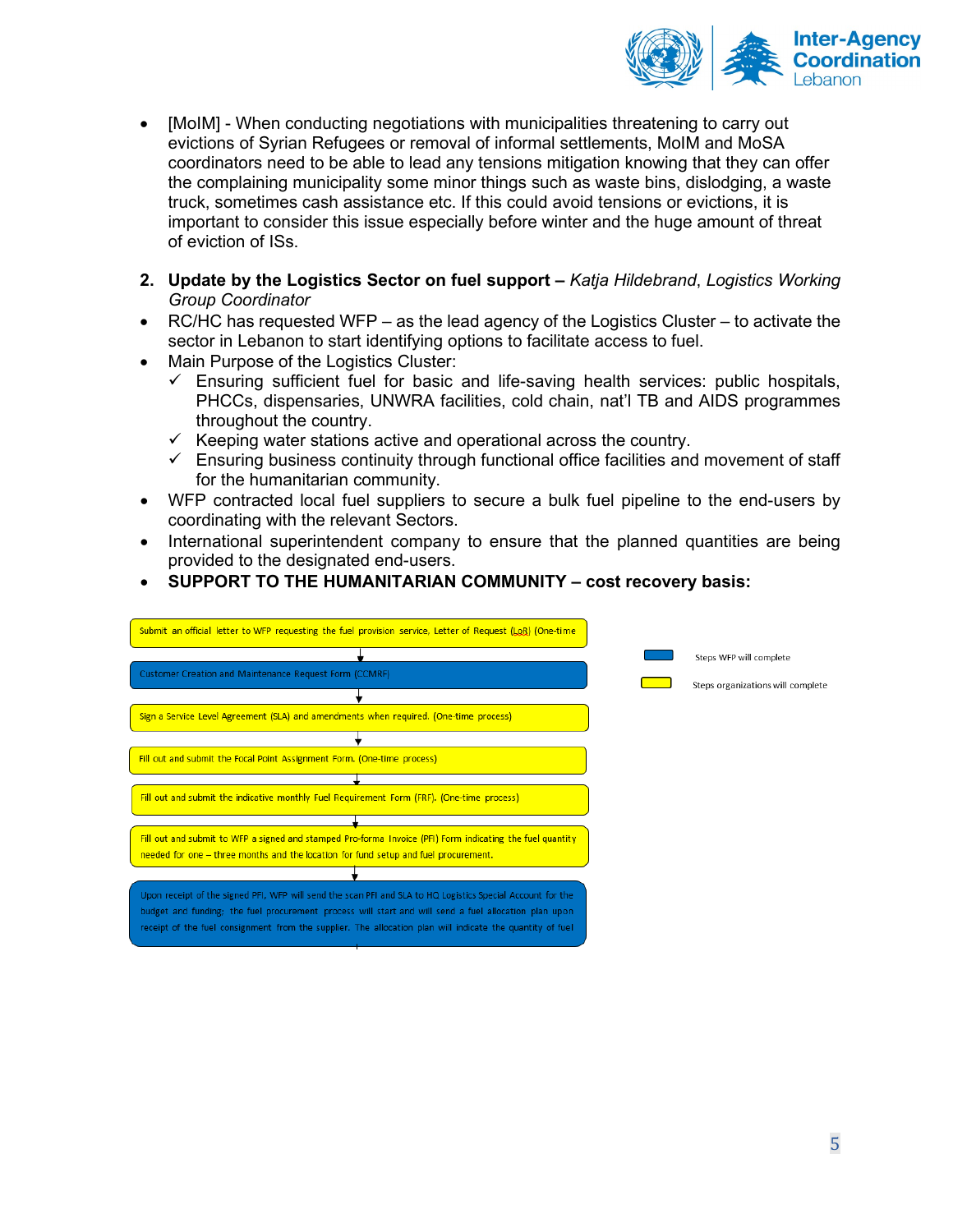- [MoIM] - When conducting negotiations with municipalities threatening to carry out evictions of Syrian Refugees or removal of informal settlements, MoIM and MoSA coordinators need to be able to lead any tensions mitigation knowing that they can offer the complaining municipality some minor things such as waste bins, dislodging, a waste truck, sometimes cash assistance etc. If this could avoid tensions or evictions, it is important to consider this issue especially before winter and the huge amount of threat of eviction of ISs.

2. **Update by the Logistics Sector on fuel support –** *Katja Hildebrand*, *Logistics Working Group Coordinator*

- RC/HC has requested WFP – as the lead agency of the Logistics Cluster – to activate the sector in Lebanon to start identifying options to facilitate access to fuel.
- Main Purpose of the Logistics Cluster:
  - ✓ Ensuring sufficient fuel for basic and life-saving health services: public hospitals, PHCCs, dispensaries, UNWRA facilities, cold chain, nat'l TB and AIDS programmes throughout the country.
  - ✓ Keeping water stations active and operational across the country.
  - ✓ Ensuring business continuity through functional office facilities and movement of staff for the humanitarian community.
- WFP contracted local fuel suppliers to secure a bulk fuel pipeline to the end-users by coordinating with the relevant Sectors.
- International superintendent company to ensure that the planned quantities are being provided to the designated end-users.
- **SUPPORT TO THE HUMANITARIAN COMMUNITY – cost recovery basis:**

Legend: Blue = Steps WFP will complete; Yellow = Steps organizations will complete

1. [Yellow] Submit an official letter to WFP requesting the fuel provision service, Letter of Request (LoR) (One-time
2. [Blue] Customer Creation and Maintenance Request Form (CCMRF)
3. [Yellow] Sign a Service Level Agreement (SLA) and amendments when required. (One-time process)
4. [Yellow] Fill out and submit the Focal Point Assignment Form. (One-time process)
5. [Yellow] Fill out and submit the indicative monthly Fuel Requirement Form (FRF). (One-time process)
6. [Yellow] Fill out and submit to WFP a signed and stamped Pro-forma Invoice (PFI) Form indicating the fuel quantity needed for one – three months and the location for fund setup and fuel procurement.
7. [Blue] Upon receipt of the signed PFI, WFP will send the scan PFI and SLA to HQ Logistics Special Account for the budget and funding; the fuel procurement process will start and will send a fuel allocation plan upon receipt of the fuel consignment from the supplier. The allocation plan will indicate the quantity of fuel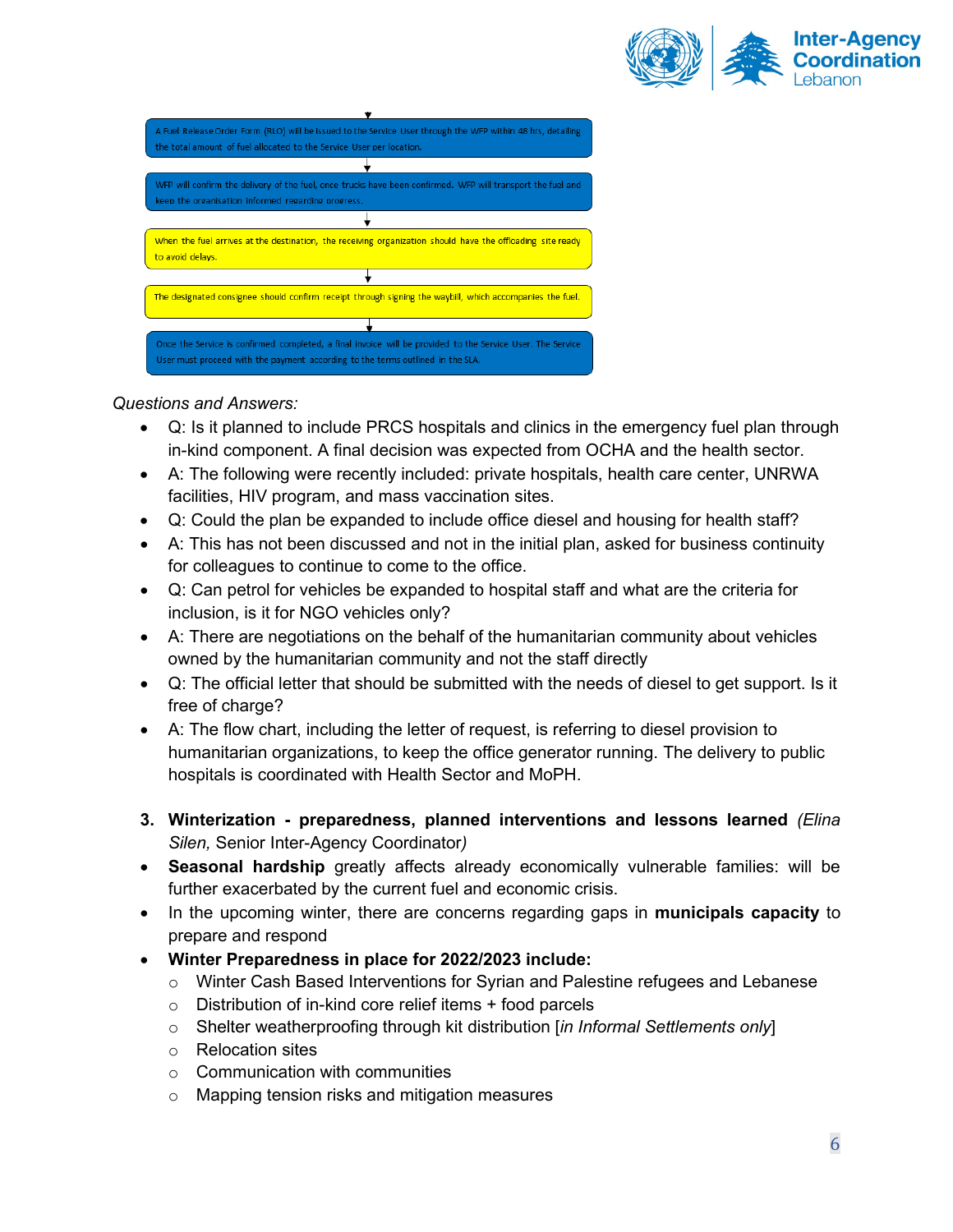A Fuel Release Order Form (RLO) will be issued to the Service User through the WFP within 48 hrs, detailing the total amount of fuel allocated to the Service User per location.

↓

WFP will confirm the delivery of the fuel, once trucks have been confirmed. WFP will transport the fuel and keep the organisation informed regarding progress.

↓

When the fuel arrives at the destination, the receiving organization should have the offloading site ready to avoid delays.

↓

The designated consignee should confirm receipt through signing the waybill, which accompanies the fuel.

↓

Once the Service is confirmed completed, a final invoice will be provided to the Service User. The Service User must proceed with the payment according to the terms outlined in the SLA.

*Questions and Answers:*

- Q: Is it planned to include PRCS hospitals and clinics in the emergency fuel plan through in-kind component. A final decision was expected from OCHA and the health sector.
- A: The following were recently included: private hospitals, health care center, UNRWA facilities, HIV program, and mass vaccination sites.
- Q: Could the plan be expanded to include office diesel and housing for health staff?
- A: This has not been discussed and not in the initial plan, asked for business continuity for colleagues to continue to come to the office.
- Q: Can petrol for vehicles be expanded to hospital staff and what are the criteria for inclusion, is it for NGO vehicles only?
- A: There are negotiations on the behalf of the humanitarian community about vehicles owned by the humanitarian community and not the staff directly
- Q: The official letter that should be submitted with the needs of diesel to get support. Is it free of charge?
- A: The flow chart, including the letter of request, is referring to diesel provision to humanitarian organizations, to keep the office generator running. The delivery to public hospitals is coordinated with Health Sector and MoPH.

3. **Winterization - preparedness, planned interventions and lessons learned** *(Elina Silen,* Senior Inter-Agency Coordinator*)*

- **Seasonal hardship** greatly affects already economically vulnerable families: will be further exacerbated by the current fuel and economic crisis.
- In the upcoming winter, there are concerns regarding gaps in **municipals capacity** to prepare and respond
- **Winter Preparedness in place for 2022/2023 include:**
  - Winter Cash Based Interventions for Syrian and Palestine refugees and Lebanese
  - Distribution of in-kind core relief items + food parcels
  - Shelter weatherproofing through kit distribution [*in Informal Settlements only*]
  - Relocation sites
  - Communication with communities
  - Mapping tension risks and mitigation measures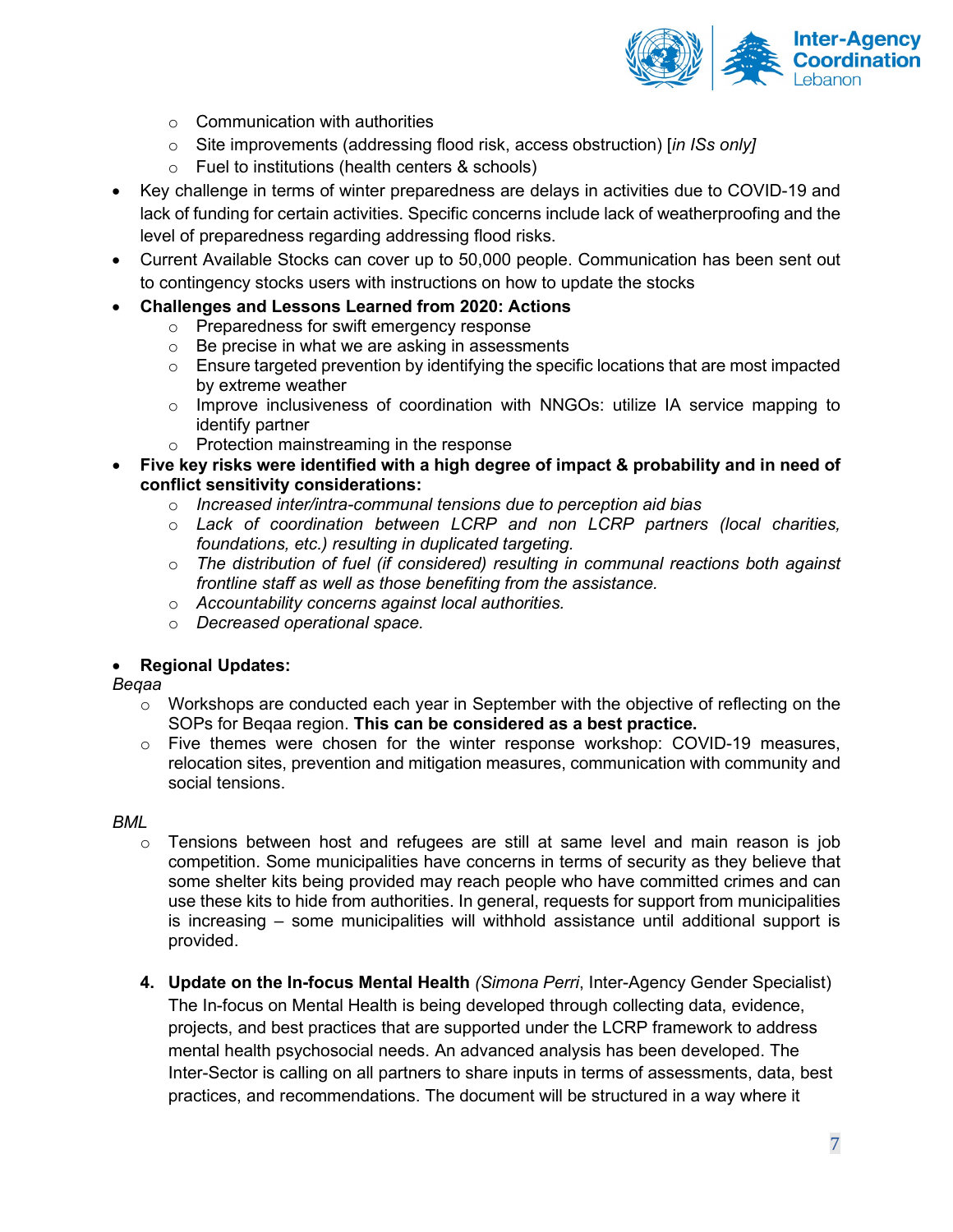- Communication with authorities
  - Site improvements (addressing flood risk, access obstruction) [*in ISs only]*
  - Fuel to institutions (health centers & schools)
- Key challenge in terms of winter preparedness are delays in activities due to COVID-19 and lack of funding for certain activities. Specific concerns include lack of weatherproofing and the level of preparedness regarding addressing flood risks.
- Current Available Stocks can cover up to 50,000 people. Communication has been sent out to contingency stocks users with instructions on how to update the stocks
- **Challenges and Lessons Learned from 2020: Actions**
  - Preparedness for swift emergency response
  - Be precise in what we are asking in assessments
  - Ensure targeted prevention by identifying the specific locations that are most impacted by extreme weather
  - Improve inclusiveness of coordination with NNGOs: utilize IA service mapping to identify partner
  - Protection mainstreaming in the response
- **Five key risks were identified with a high degree of impact & probability and in need of conflict sensitivity considerations:**
  - *Increased inter/intra-communal tensions due to perception aid bias*
  - *Lack of coordination between LCRP and non LCRP partners (local charities, foundations, etc.) resulting in duplicated targeting.*
  - *The distribution of fuel (if considered) resulting in communal reactions both against frontline staff as well as those benefiting from the assistance.*
  - *Accountability concerns against local authorities.*
  - *Decreased operational space.*

- **Regional Updates:**

*Beqaa*

  - Workshops are conducted each year in September with the objective of reflecting on the SOPs for Beqaa region. **This can be considered as a best practice.**
  - Five themes were chosen for the winter response workshop: COVID-19 measures, relocation sites, prevention and mitigation measures, communication with community and social tensions.

*BML*

  - Tensions between host and refugees are still at same level and main reason is job competition. Some municipalities have concerns in terms of security as they believe that some shelter kits being provided may reach people who have committed crimes and can use these kits to hide from authorities. In general, requests for support from municipalities is increasing – some municipalities will withhold assistance until additional support is provided.

4. **Update on the In-focus Mental Health** *(Simona Perri*, Inter-Agency Gender Specialist)
   The In-focus on Mental Health is being developed through collecting data, evidence, projects, and best practices that are supported under the LCRP framework to address mental health psychosocial needs. An advanced analysis has been developed. The Inter-Sector is calling on all partners to share inputs in terms of assessments, data, best practices, and recommendations. The document will be structured in a way where it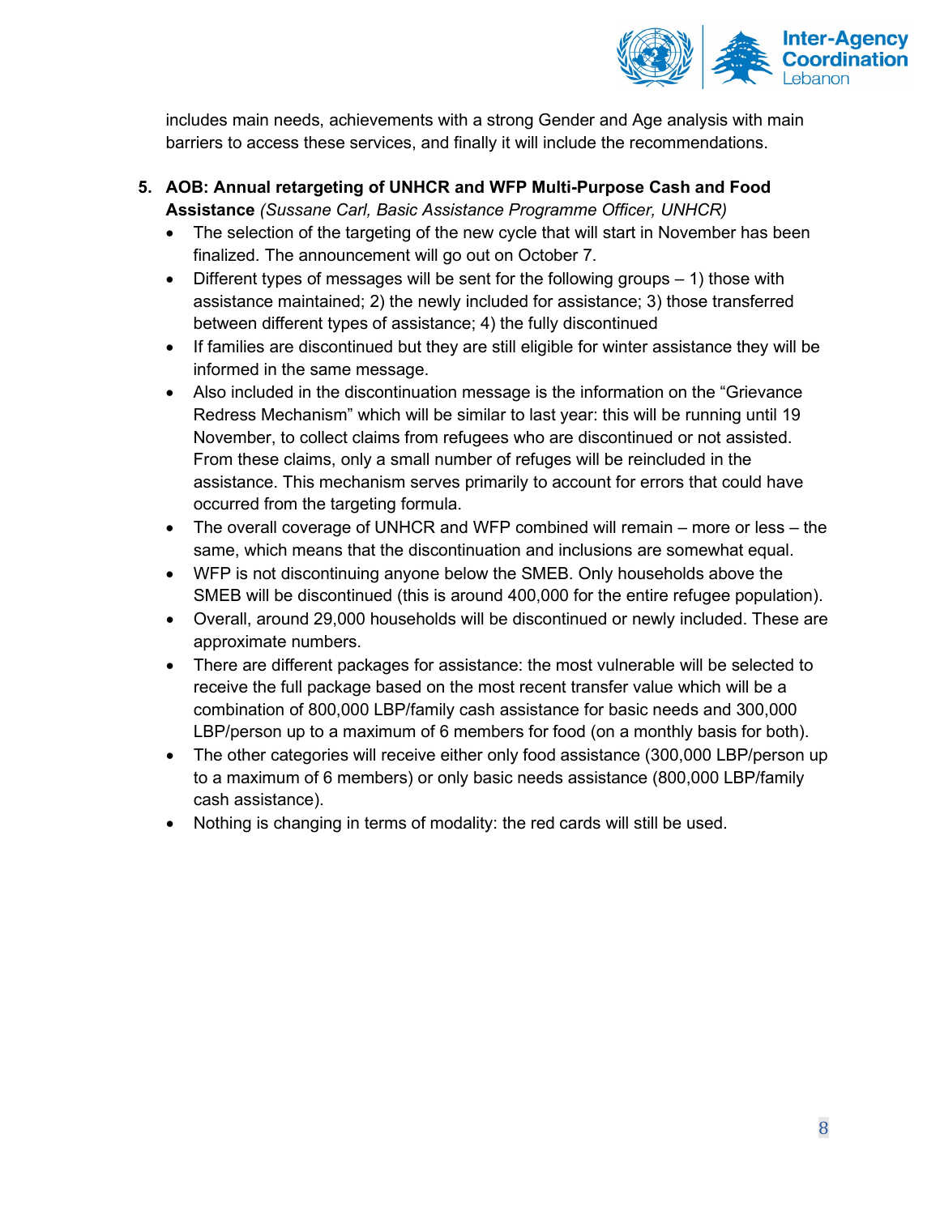includes main needs, achievements with a strong Gender and Age analysis with main barriers to access these services, and finally it will include the recommendations.

5. **AOB: Annual retargeting of UNHCR and WFP Multi-Purpose Cash and Food Assistance** *(Sussane Carl, Basic Assistance Programme Officer, UNHCR)*
   - The selection of the targeting of the new cycle that will start in November has been finalized. The announcement will go out on October 7.
   - Different types of messages will be sent for the following groups – 1) those with assistance maintained; 2) the newly included for assistance; 3) those transferred between different types of assistance; 4) the fully discontinued
   - If families are discontinued but they are still eligible for winter assistance they will be informed in the same message.
   - Also included in the discontinuation message is the information on the "Grievance Redress Mechanism" which will be similar to last year: this will be running until 19 November, to collect claims from refugees who are discontinued or not assisted. From these claims, only a small number of refuges will be reincluded in the assistance. This mechanism serves primarily to account for errors that could have occurred from the targeting formula.
   - The overall coverage of UNHCR and WFP combined will remain – more or less – the same, which means that the discontinuation and inclusions are somewhat equal.
   - WFP is not discontinuing anyone below the SMEB. Only households above the SMEB will be discontinued (this is around 400,000 for the entire refugee population).
   - Overall, around 29,000 households will be discontinued or newly included. These are approximate numbers.
   - There are different packages for assistance: the most vulnerable will be selected to receive the full package based on the most recent transfer value which will be a combination of 800,000 LBP/family cash assistance for basic needs and 300,000 LBP/person up to a maximum of 6 members for food (on a monthly basis for both).
   - The other categories will receive either only food assistance (300,000 LBP/person up to a maximum of 6 members) or only basic needs assistance (800,000 LBP/family cash assistance).
   - Nothing is changing in terms of modality: the red cards will still be used.